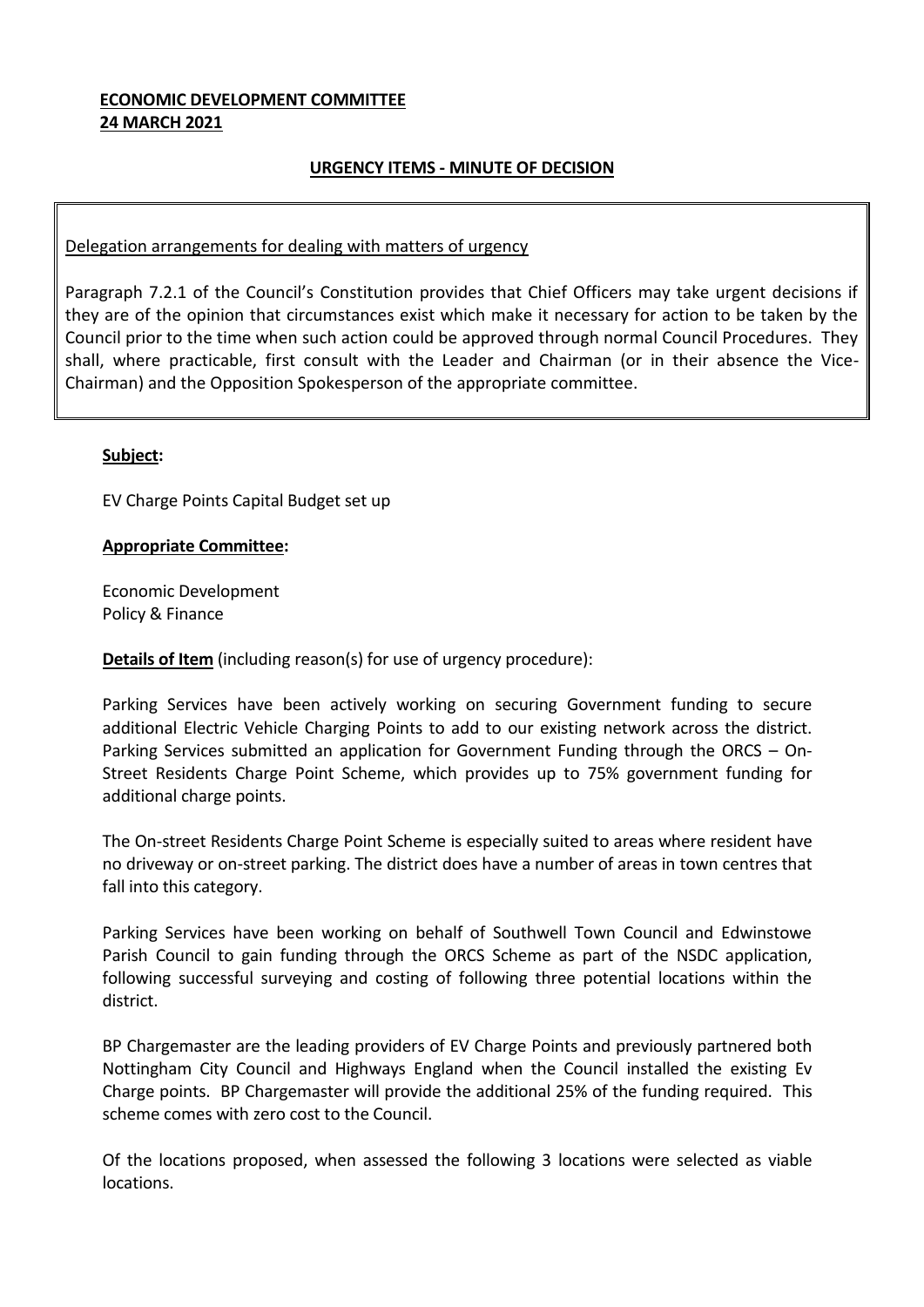**ECONOMIC DEVELOPMENT COMMITTEE**
**24 MARCH 2021**

**URGENCY ITEMS - MINUTE OF DECISION**

> Delegation arrangements for dealing with matters of urgency
>
> Paragraph 7.2.1 of the Council's Constitution provides that Chief Officers may take urgent decisions if they are of the opinion that circumstances exist which make it necessary for action to be taken by the Council prior to the time when such action could be approved through normal Council Procedures. They shall, where practicable, first consult with the Leader and Chairman (or in their absence the Vice-Chairman) and the Opposition Spokesperson of the appropriate committee.

**Subject:**

EV Charge Points Capital Budget set up

**Appropriate Committee:**

Economic Development
Policy & Finance

**Details of Item** (including reason(s) for use of urgency procedure):

Parking Services have been actively working on securing Government funding to secure additional Electric Vehicle Charging Points to add to our existing network across the district. Parking Services submitted an application for Government Funding through the ORCS – On-Street Residents Charge Point Scheme, which provides up to 75% government funding for additional charge points.

The On-street Residents Charge Point Scheme is especially suited to areas where resident have no driveway or on-street parking. The district does have a number of areas in town centres that fall into this category.

Parking Services have been working on behalf of Southwell Town Council and Edwinstowe Parish Council to gain funding through the ORCS Scheme as part of the NSDC application, following successful surveying and costing of following three potential locations within the district.

BP Chargemaster are the leading providers of EV Charge Points and previously partnered both Nottingham City Council and Highways England when the Council installed the existing Ev Charge points. BP Chargemaster will provide the additional 25% of the funding required. This scheme comes with zero cost to the Council.

Of the locations proposed, when assessed the following 3 locations were selected as viable locations.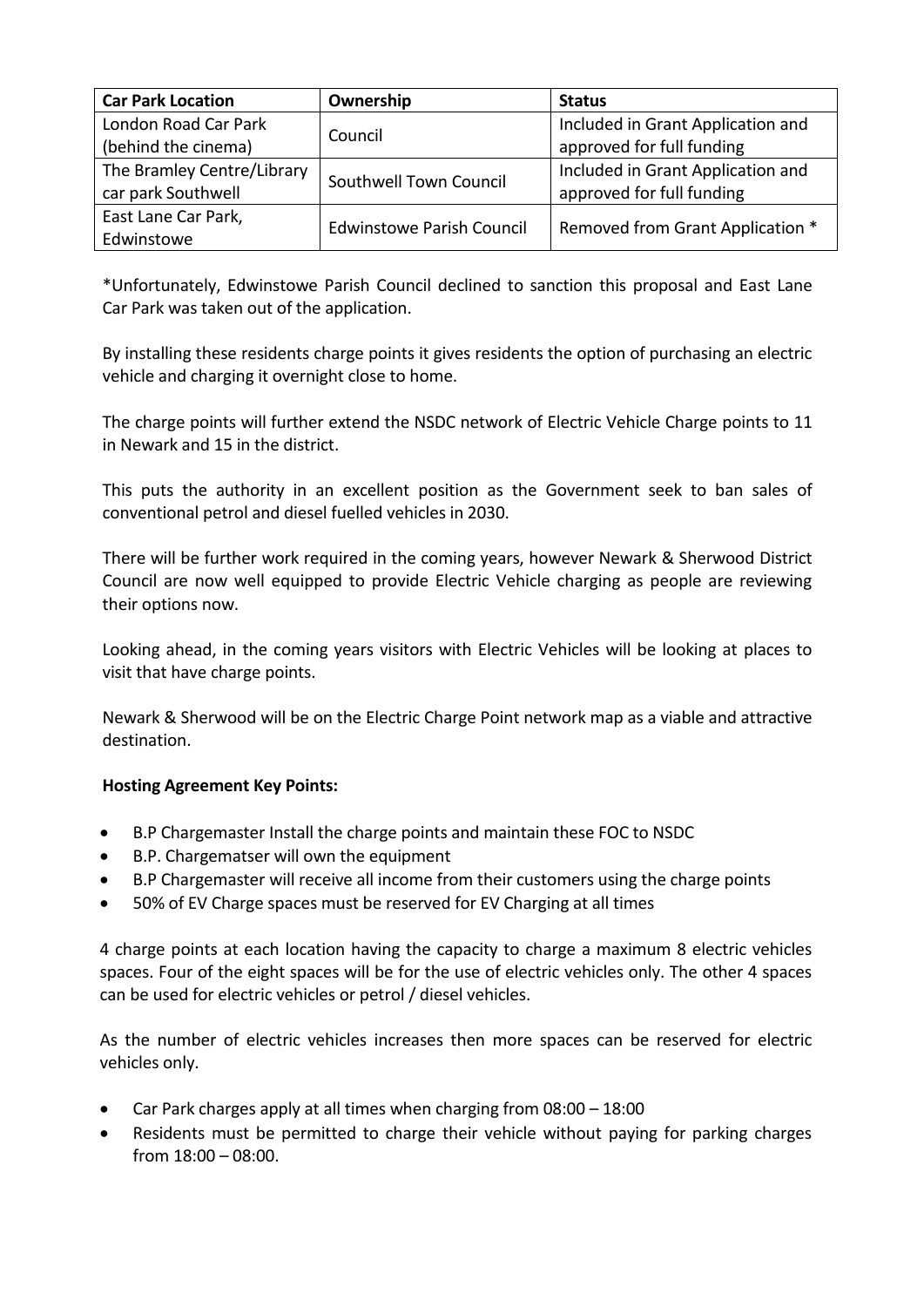| Car Park Location | Ownership | Status |
|---|---|---|
| London Road Car Park (behind the cinema) | Council | Included in Grant Application and approved for full funding |
| The Bramley Centre/Library car park Southwell | Southwell Town Council | Included in Grant Application and approved for full funding |
| East Lane Car Park, Edwinstowe | Edwinstowe Parish Council | Removed from Grant Application * |

*Unfortunately, Edwinstowe Parish Council declined to sanction this proposal and East Lane Car Park was taken out of the application.

By installing these residents charge points it gives residents the option of purchasing an electric vehicle and charging it overnight close to home.

The charge points will further extend the NSDC network of Electric Vehicle Charge points to 11 in Newark and 15 in the district.

This puts the authority in an excellent position as the Government seek to ban sales of conventional petrol and diesel fuelled vehicles in 2030.

There will be further work required in the coming years, however Newark & Sherwood District Council are now well equipped to provide Electric Vehicle charging as people are reviewing their options now.

Looking ahead, in the coming years visitors with Electric Vehicles will be looking at places to visit that have charge points.

Newark & Sherwood will be on the Electric Charge Point network map as a viable and attractive destination.

**Hosting Agreement Key Points:**

- B.P Chargemaster Install the charge points and maintain these FOC to NSDC
- B.P. Chargematser will own the equipment
- B.P Chargemaster will receive all income from their customers using the charge points
- 50% of EV Charge spaces must be reserved for EV Charging at all times

4 charge points at each location having the capacity to charge a maximum 8 electric vehicles spaces. Four of the eight spaces will be for the use of electric vehicles only. The other 4 spaces can be used for electric vehicles or petrol / diesel vehicles.

As the number of electric vehicles increases then more spaces can be reserved for electric vehicles only.

- Car Park charges apply at all times when charging from 08:00 – 18:00
- Residents must be permitted to charge their vehicle without paying for parking charges from 18:00 – 08:00.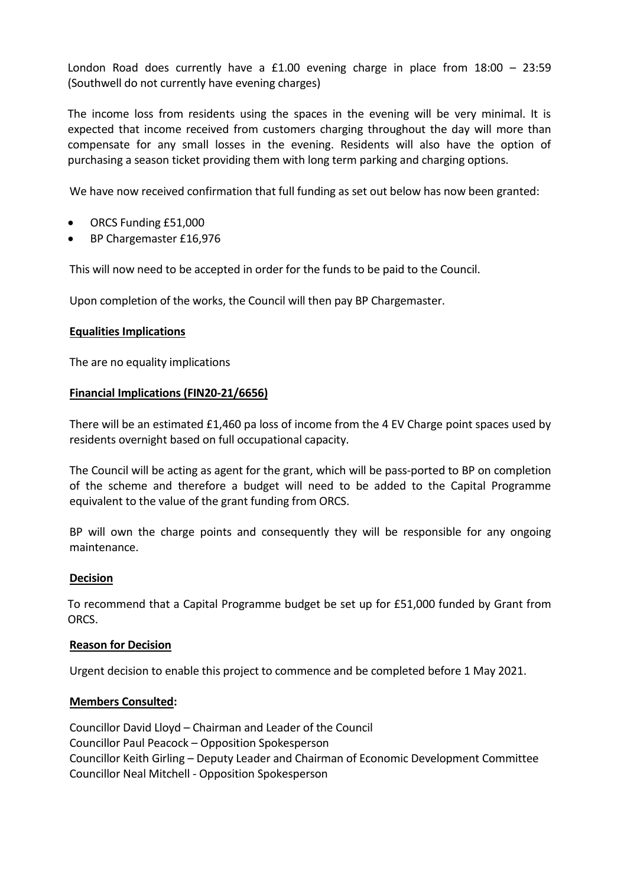London Road does currently have a £1.00 evening charge in place from 18:00 – 23:59 (Southwell do not currently have evening charges)

The income loss from residents using the spaces in the evening will be very minimal. It is expected that income received from customers charging throughout the day will more than compensate for any small losses in the evening. Residents will also have the option of purchasing a season ticket providing them with long term parking and charging options.

We have now received confirmation that full funding as set out below has now been granted:

- ORCS Funding £51,000
- BP Chargemaster £16,976

This will now need to be accepted in order for the funds to be paid to the Council.

Upon completion of the works, the Council will then pay BP Chargemaster.

**Equalities Implications**

The are no equality implications

**Financial Implications (FIN20-21/6656)**

There will be an estimated £1,460 pa loss of income from the 4 EV Charge point spaces used by residents overnight based on full occupational capacity.

The Council will be acting as agent for the grant, which will be pass-ported to BP on completion of the scheme and therefore a budget will need to be added to the Capital Programme equivalent to the value of the grant funding from ORCS.

BP will own the charge points and consequently they will be responsible for any ongoing maintenance.

**Decision**

To recommend that a Capital Programme budget be set up for £51,000 funded by Grant from ORCS.

**Reason for Decision**

Urgent decision to enable this project to commence and be completed before 1 May 2021.

**Members Consulted:**

Councillor David Lloyd – Chairman and Leader of the Council
Councillor Paul Peacock – Opposition Spokesperson
Councillor Keith Girling – Deputy Leader and Chairman of Economic Development Committee
Councillor Neal Mitchell - Opposition Spokesperson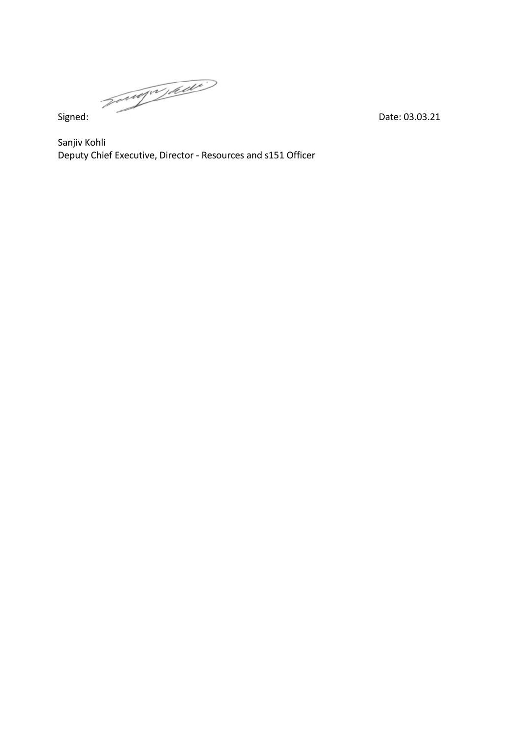Signed: Date: 03.03.21

Sanjiv Kohli
Deputy Chief Executive, Director - Resources and s151 Officer